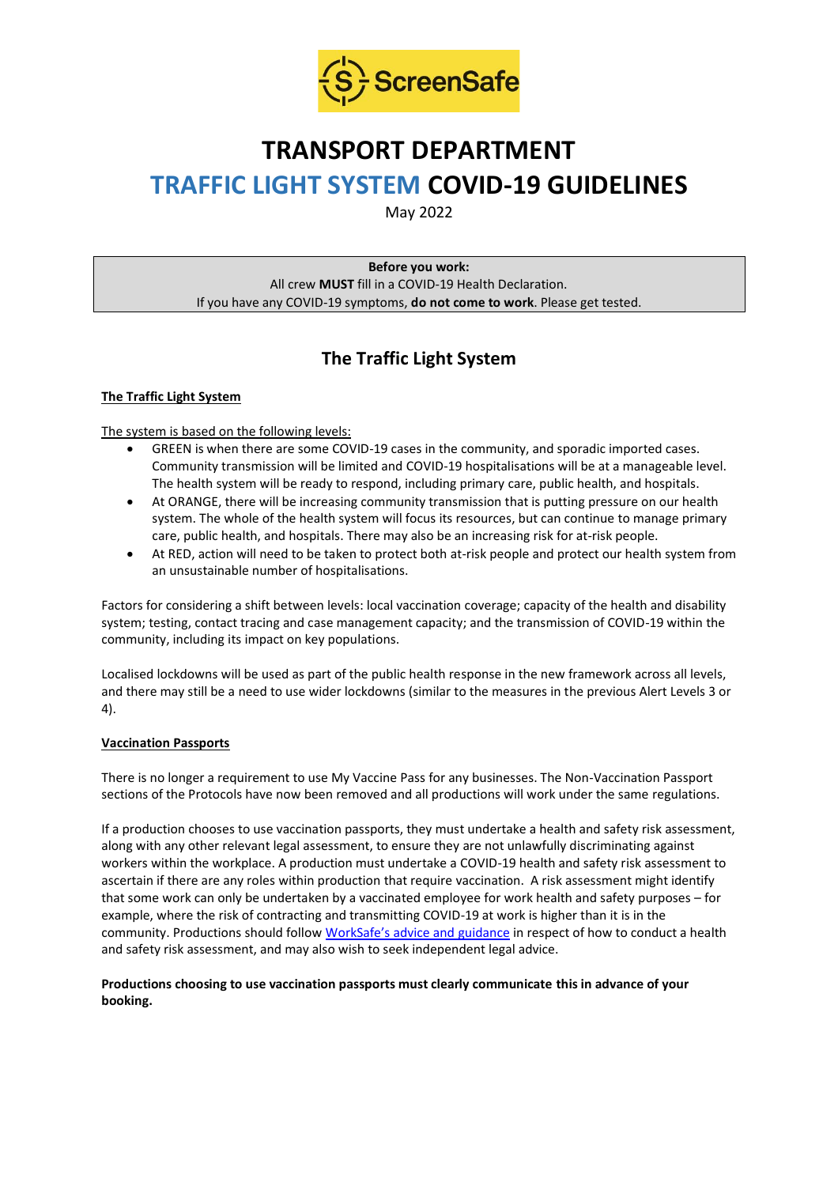ScreenSafe

# TRANSPORT DEPARTMENT

# TRAFFIC LIGHT SYSTEM COVID-19 GUIDELINES

May 2022

**Before you work:**
All crew **MUST** fill in a COVID-19 Health Declaration.
If you have any COVID-19 symptoms, **do not come to work**. Please get tested.

## The Traffic Light System

### The Traffic Light System

The system is based on the following levels:

- GREEN is when there are some COVID-19 cases in the community, and sporadic imported cases. Community transmission will be limited and COVID-19 hospitalisations will be at a manageable level. The health system will be ready to respond, including primary care, public health, and hospitals.
- At ORANGE, there will be increasing community transmission that is putting pressure on our health system. The whole of the health system will focus its resources, but can continue to manage primary care, public health, and hospitals. There may also be an increasing risk for at-risk people.
- At RED, action will need to be taken to protect both at-risk people and protect our health system from an unsustainable number of hospitalisations.

Factors for considering a shift between levels: local vaccination coverage; capacity of the health and disability system; testing, contact tracing and case management capacity; and the transmission of COVID-19 within the community, including its impact on key populations.

Localised lockdowns will be used as part of the public health response in the new framework across all levels, and there may still be a need to use wider lockdowns (similar to the measures in the previous Alert Levels 3 or 4).

### Vaccination Passports

There is no longer a requirement to use My Vaccine Pass for any businesses. The Non-Vaccination Passport sections of the Protocols have now been removed and all productions will work under the same regulations.

If a production chooses to use vaccination passports, they must undertake a health and safety risk assessment, along with any other relevant legal assessment, to ensure they are not unlawfully discriminating against workers within the workplace. A production must undertake a COVID-19 health and safety risk assessment to ascertain if there are any roles within production that require vaccination. A risk assessment might identify that some work can only be undertaken by a vaccinated employee for work health and safety purposes – for example, where the risk of contracting and transmitting COVID-19 at work is higher than it is in the community. Productions should follow WorkSafe's advice and guidance in respect of how to conduct a health and safety risk assessment, and may also wish to seek independent legal advice.

**Productions choosing to use vaccination passports must clearly communicate this in advance of your booking.**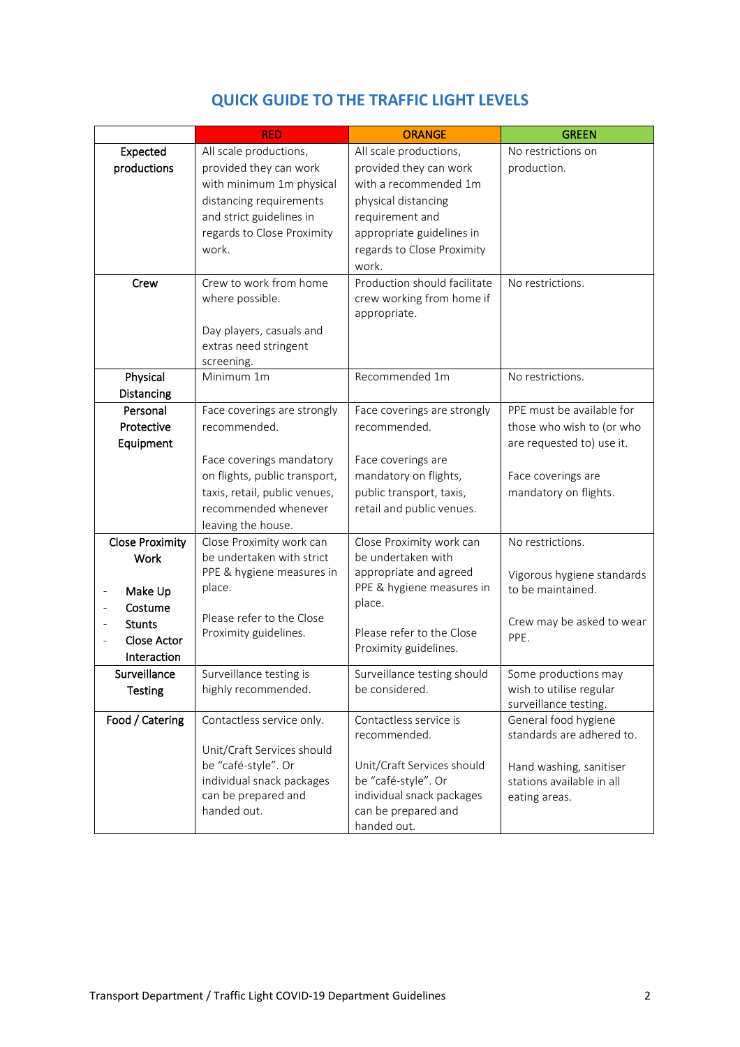## QUICK GUIDE TO THE TRAFFIC LIGHT LEVELS

| | RED | ORANGE | GREEN |
|---|---|---|---|
| **Expected productions** | All scale productions, provided they can work with minimum 1m physical distancing requirements and strict guidelines in regards to Close Proximity work. | All scale productions, provided they can work with a recommended 1m physical distancing requirement and appropriate guidelines in regards to Close Proximity work. | No restrictions on production. |
| **Crew** | Crew to work from home where possible.<br><br>Day players, casuals and extras need stringent screening. | Production should facilitate crew working from home if appropriate. | No restrictions. |
| **Physical Distancing** | Minimum 1m | Recommended 1m | No restrictions. |
| **Personal Protective Equipment** | Face coverings are strongly recommended.<br><br>Face coverings mandatory on flights, public transport, taxis, retail, public venues, recommended whenever leaving the house. | Face coverings are strongly recommended.<br><br>Face coverings are mandatory on flights, public transport, taxis, retail and public venues. | PPE must be available for those who wish to (or who are requested to) use it.<br><br>Face coverings are mandatory on flights. |
| **Close Proximity Work**<br><br>- **Make Up**<br>- **Costume**<br>- **Stunts**<br>- **Close Actor Interaction** | Close Proximity work can be undertaken with strict PPE & hygiene measures in place.<br><br>Please refer to the Close Proximity guidelines. | Close Proximity work can be undertaken with appropriate and agreed PPE & hygiene measures in place.<br><br>Please refer to the Close Proximity guidelines. | No restrictions.<br><br>Vigorous hygiene standards to be maintained.<br><br>Crew may be asked to wear PPE. |
| **Surveillance Testing** | Surveillance testing is highly recommended. | Surveillance testing should be considered. | Some productions may wish to utilise regular surveillance testing. |
| **Food / Catering** | Contactless service only.<br><br>Unit/Craft Services should be "café-style". Or individual snack packages can be prepared and handed out. | Contactless service is recommended.<br><br>Unit/Craft Services should be "café-style". Or individual snack packages can be prepared and handed out. | General food hygiene standards are adhered to.<br><br>Hand washing, sanitiser stations available in all eating areas. |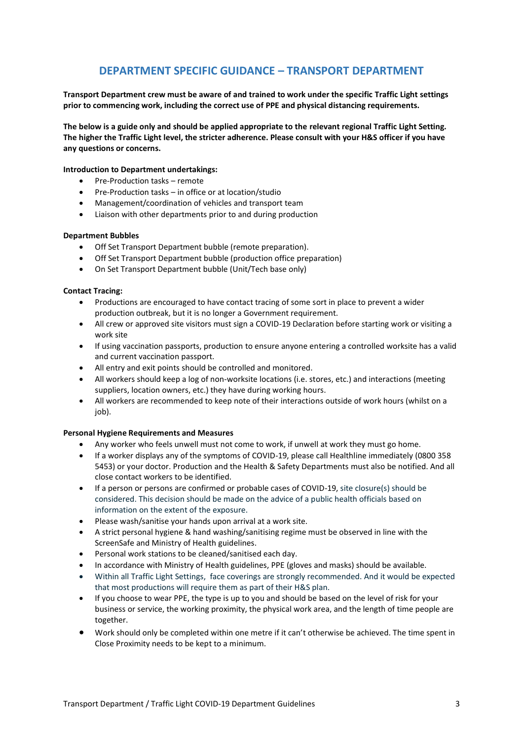## DEPARTMENT SPECIFIC GUIDANCE – TRANSPORT DEPARTMENT

**Transport Department crew must be aware of and trained to work under the specific Traffic Light settings prior to commencing work, including the correct use of PPE and physical distancing requirements.**

**The below is a guide only and should be applied appropriate to the relevant regional Traffic Light Setting. The higher the Traffic Light level, the stricter adherence. Please consult with your H&S officer if you have any questions or concerns.**

**Introduction to Department undertakings:**

- Pre-Production tasks – remote
- Pre-Production tasks – in office or at location/studio
- Management/coordination of vehicles and transport team
- Liaison with other departments prior to and during production

**Department Bubbles**

- Off Set Transport Department bubble (remote preparation).
- Off Set Transport Department bubble (production office preparation)
- On Set Transport Department bubble (Unit/Tech base only)

**Contact Tracing:**

- Productions are encouraged to have contact tracing of some sort in place to prevent a wider production outbreak, but it is no longer a Government requirement.
- All crew or approved site visitors must sign a COVID-19 Declaration before starting work or visiting a work site
- If using vaccination passports, production to ensure anyone entering a controlled worksite has a valid and current vaccination passport.
- All entry and exit points should be controlled and monitored.
- All workers should keep a log of non-worksite locations (i.e. stores, etc.) and interactions (meeting suppliers, location owners, etc.) they have during working hours.
- All workers are recommended to keep note of their interactions outside of work hours (whilst on a job).

**Personal Hygiene Requirements and Measures**

- Any worker who feels unwell must not come to work, if unwell at work they must go home.
- If a worker displays any of the symptoms of COVID-19, please call Healthline immediately (0800 358 5453) or your doctor. Production and the Health & Safety Departments must also be notified. And all close contact workers to be identified.
- If a person or persons are confirmed or probable cases of COVID-19, site closure(s) should be considered. This decision should be made on the advice of a public health officials based on information on the extent of the exposure.
- Please wash/sanitise your hands upon arrival at a work site.
- A strict personal hygiene & hand washing/sanitising regime must be observed in line with the ScreenSafe and Ministry of Health guidelines.
- Personal work stations to be cleaned/sanitised each day.
- In accordance with Ministry of Health guidelines, PPE (gloves and masks) should be available.
- Within all Traffic Light Settings, face coverings are strongly recommended. And it would be expected that most productions will require them as part of their H&S plan.
- If you choose to wear PPE, the type is up to you and should be based on the level of risk for your business or service, the working proximity, the physical work area, and the length of time people are together.
- Work should only be completed within one metre if it can't otherwise be achieved. The time spent in Close Proximity needs to be kept to a minimum.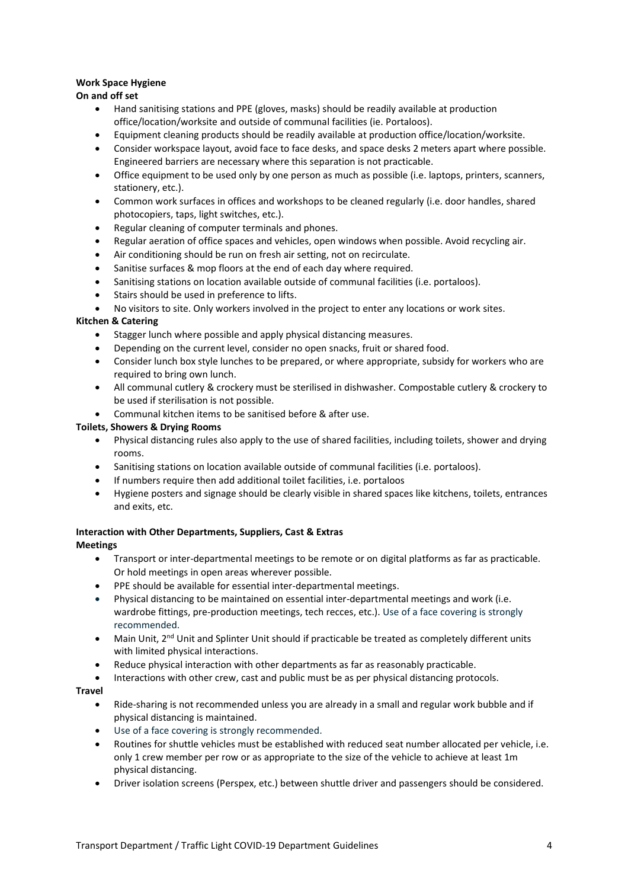**Work Space Hygiene**

**On and off set**

- Hand sanitising stations and PPE (gloves, masks) should be readily available at production office/location/worksite and outside of communal facilities (ie. Portaloos).
- Equipment cleaning products should be readily available at production office/location/worksite.
- Consider workspace layout, avoid face to face desks, and space desks 2 meters apart where possible. Engineered barriers are necessary where this separation is not practicable.
- Office equipment to be used only by one person as much as possible (i.e. laptops, printers, scanners, stationery, etc.).
- Common work surfaces in offices and workshops to be cleaned regularly (i.e. door handles, shared photocopiers, taps, light switches, etc.).
- Regular cleaning of computer terminals and phones.
- Regular aeration of office spaces and vehicles, open windows when possible. Avoid recycling air.
- Air conditioning should be run on fresh air setting, not on recirculate.
- Sanitise surfaces & mop floors at the end of each day where required.
- Sanitising stations on location available outside of communal facilities (i.e. portaloos).
- Stairs should be used in preference to lifts.
- No visitors to site. Only workers involved in the project to enter any locations or work sites.

**Kitchen & Catering**

- Stagger lunch where possible and apply physical distancing measures.
- Depending on the current level, consider no open snacks, fruit or shared food.
- Consider lunch box style lunches to be prepared, or where appropriate, subsidy for workers who are required to bring own lunch.
- All communal cutlery & crockery must be sterilised in dishwasher. Compostable cutlery & crockery to be used if sterilisation is not possible.
- Communal kitchen items to be sanitised before & after use.

**Toilets, Showers & Drying Rooms**

- Physical distancing rules also apply to the use of shared facilities, including toilets, shower and drying rooms.
- Sanitising stations on location available outside of communal facilities (i.e. portaloos).
- If numbers require then add additional toilet facilities, i.e. portaloos
- Hygiene posters and signage should be clearly visible in shared spaces like kitchens, toilets, entrances and exits, etc.

**Interaction with Other Departments, Suppliers, Cast & Extras**

**Meetings**

- Transport or inter-departmental meetings to be remote or on digital platforms as far as practicable. Or hold meetings in open areas wherever possible.
- PPE should be available for essential inter-departmental meetings.
- Physical distancing to be maintained on essential inter-departmental meetings and work (i.e. wardrobe fittings, pre-production meetings, tech recces, etc.). Use of a face covering is strongly recommended.
- Main Unit, 2nd Unit and Splinter Unit should if practicable be treated as completely different units with limited physical interactions.
- Reduce physical interaction with other departments as far as reasonably practicable.
- Interactions with other crew, cast and public must be as per physical distancing protocols.

**Travel**

- Ride-sharing is not recommended unless you are already in a small and regular work bubble and if physical distancing is maintained.
- Use of a face covering is strongly recommended.
- Routines for shuttle vehicles must be established with reduced seat number allocated per vehicle, i.e. only 1 crew member per row or as appropriate to the size of the vehicle to achieve at least 1m physical distancing.
- Driver isolation screens (Perspex, etc.) between shuttle driver and passengers should be considered.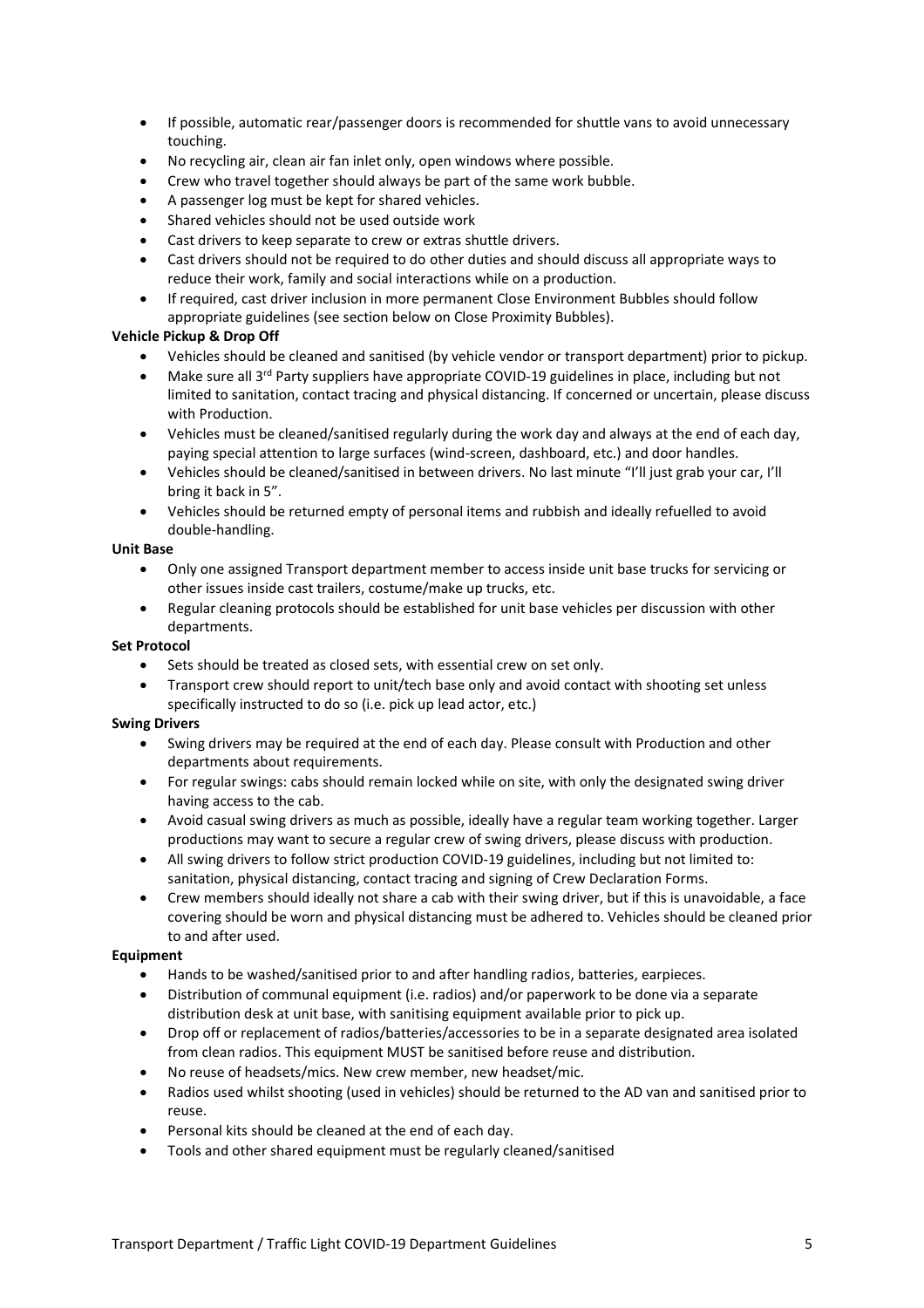- If possible, automatic rear/passenger doors is recommended for shuttle vans to avoid unnecessary touching.
- No recycling air, clean air fan inlet only, open windows where possible.
- Crew who travel together should always be part of the same work bubble.
- A passenger log must be kept for shared vehicles.
- Shared vehicles should not be used outside work
- Cast drivers to keep separate to crew or extras shuttle drivers.
- Cast drivers should not be required to do other duties and should discuss all appropriate ways to reduce their work, family and social interactions while on a production.
- If required, cast driver inclusion in more permanent Close Environment Bubbles should follow appropriate guidelines (see section below on Close Proximity Bubbles).

**Vehicle Pickup & Drop Off**

- Vehicles should be cleaned and sanitised (by vehicle vendor or transport department) prior to pickup.
- Make sure all 3rd Party suppliers have appropriate COVID-19 guidelines in place, including but not limited to sanitation, contact tracing and physical distancing. If concerned or uncertain, please discuss with Production.
- Vehicles must be cleaned/sanitised regularly during the work day and always at the end of each day, paying special attention to large surfaces (wind-screen, dashboard, etc.) and door handles.
- Vehicles should be cleaned/sanitised in between drivers. No last minute "I'll just grab your car, I'll bring it back in 5".
- Vehicles should be returned empty of personal items and rubbish and ideally refuelled to avoid double-handling.

**Unit Base**

- Only one assigned Transport department member to access inside unit base trucks for servicing or other issues inside cast trailers, costume/make up trucks, etc.
- Regular cleaning protocols should be established for unit base vehicles per discussion with other departments.

**Set Protocol**

- Sets should be treated as closed sets, with essential crew on set only.
- Transport crew should report to unit/tech base only and avoid contact with shooting set unless specifically instructed to do so (i.e. pick up lead actor, etc.)

**Swing Drivers**

- Swing drivers may be required at the end of each day. Please consult with Production and other departments about requirements.
- For regular swings: cabs should remain locked while on site, with only the designated swing driver having access to the cab.
- Avoid casual swing drivers as much as possible, ideally have a regular team working together. Larger productions may want to secure a regular crew of swing drivers, please discuss with production.
- All swing drivers to follow strict production COVID-19 guidelines, including but not limited to: sanitation, physical distancing, contact tracing and signing of Crew Declaration Forms.
- Crew members should ideally not share a cab with their swing driver, but if this is unavoidable, a face covering should be worn and physical distancing must be adhered to. Vehicles should be cleaned prior to and after used.

**Equipment**

- Hands to be washed/sanitised prior to and after handling radios, batteries, earpieces.
- Distribution of communal equipment (i.e. radios) and/or paperwork to be done via a separate distribution desk at unit base, with sanitising equipment available prior to pick up.
- Drop off or replacement of radios/batteries/accessories to be in a separate designated area isolated from clean radios. This equipment MUST be sanitised before reuse and distribution.
- No reuse of headsets/mics. New crew member, new headset/mic.
- Radios used whilst shooting (used in vehicles) should be returned to the AD van and sanitised prior to reuse.
- Personal kits should be cleaned at the end of each day.
- Tools and other shared equipment must be regularly cleaned/sanitised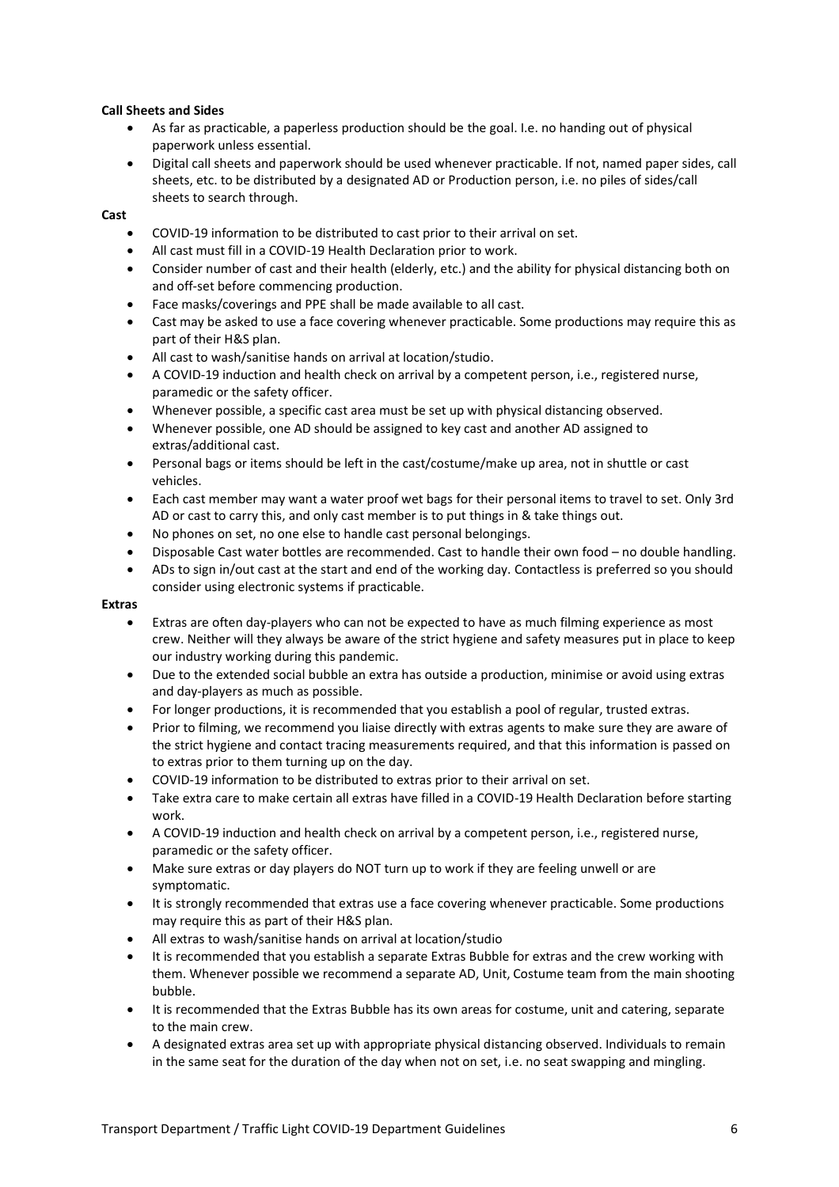**Call Sheets and Sides**

- As far as practicable, a paperless production should be the goal. I.e. no handing out of physical paperwork unless essential.
- Digital call sheets and paperwork should be used whenever practicable. If not, named paper sides, call sheets, etc. to be distributed by a designated AD or Production person, i.e. no piles of sides/call sheets to search through.

**Cast**

- COVID-19 information to be distributed to cast prior to their arrival on set.
- All cast must fill in a COVID-19 Health Declaration prior to work.
- Consider number of cast and their health (elderly, etc.) and the ability for physical distancing both on and off-set before commencing production.
- Face masks/coverings and PPE shall be made available to all cast.
- Cast may be asked to use a face covering whenever practicable. Some productions may require this as part of their H&S plan.
- All cast to wash/sanitise hands on arrival at location/studio.
- A COVID-19 induction and health check on arrival by a competent person, i.e., registered nurse, paramedic or the safety officer.
- Whenever possible, a specific cast area must be set up with physical distancing observed.
- Whenever possible, one AD should be assigned to key cast and another AD assigned to extras/additional cast.
- Personal bags or items should be left in the cast/costume/make up area, not in shuttle or cast vehicles.
- Each cast member may want a water proof wet bags for their personal items to travel to set. Only 3rd AD or cast to carry this, and only cast member is to put things in & take things out.
- No phones on set, no one else to handle cast personal belongings.
- Disposable Cast water bottles are recommended. Cast to handle their own food – no double handling.
- ADs to sign in/out cast at the start and end of the working day. Contactless is preferred so you should consider using electronic systems if practicable.

**Extras**

- Extras are often day-players who can not be expected to have as much filming experience as most crew. Neither will they always be aware of the strict hygiene and safety measures put in place to keep our industry working during this pandemic.
- Due to the extended social bubble an extra has outside a production, minimise or avoid using extras and day-players as much as possible.
- For longer productions, it is recommended that you establish a pool of regular, trusted extras.
- Prior to filming, we recommend you liaise directly with extras agents to make sure they are aware of the strict hygiene and contact tracing measurements required, and that this information is passed on to extras prior to them turning up on the day.
- COVID-19 information to be distributed to extras prior to their arrival on set.
- Take extra care to make certain all extras have filled in a COVID-19 Health Declaration before starting work.
- A COVID-19 induction and health check on arrival by a competent person, i.e., registered nurse, paramedic or the safety officer.
- Make sure extras or day players do NOT turn up to work if they are feeling unwell or are symptomatic.
- It is strongly recommended that extras use a face covering whenever practicable. Some productions may require this as part of their H&S plan.
- All extras to wash/sanitise hands on arrival at location/studio
- It is recommended that you establish a separate Extras Bubble for extras and the crew working with them. Whenever possible we recommend a separate AD, Unit, Costume team from the main shooting bubble.
- It is recommended that the Extras Bubble has its own areas for costume, unit and catering, separate to the main crew.
- A designated extras area set up with appropriate physical distancing observed. Individuals to remain in the same seat for the duration of the day when not on set, i.e. no seat swapping and mingling.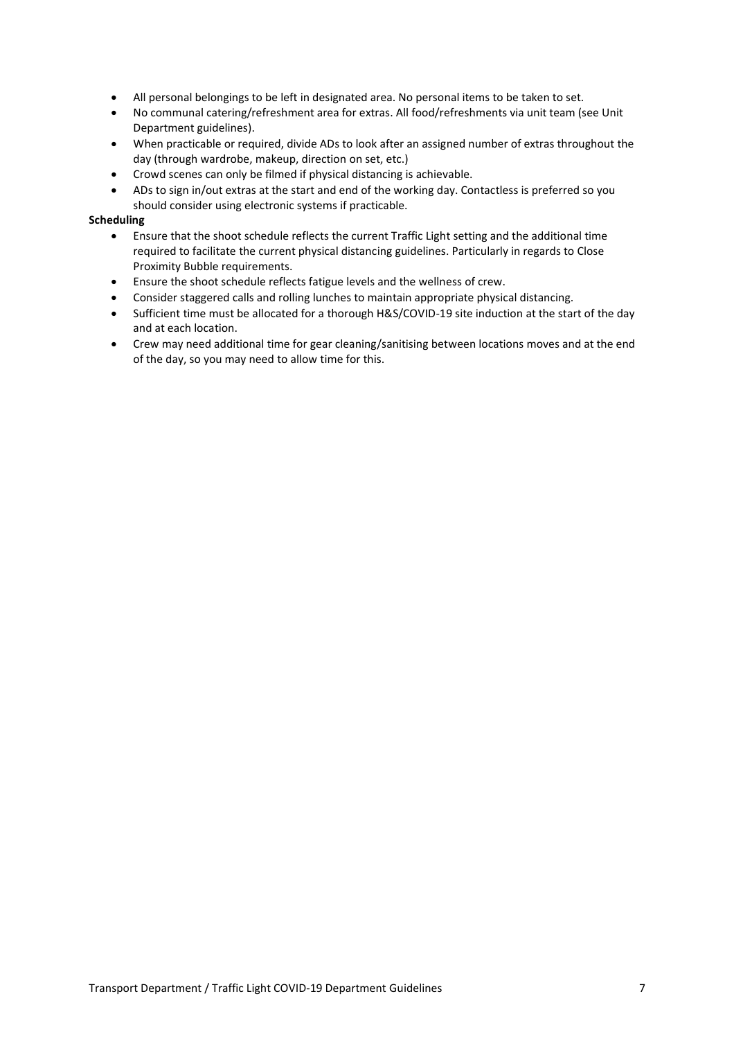- All personal belongings to be left in designated area. No personal items to be taken to set.
- No communal catering/refreshment area for extras. All food/refreshments via unit team (see Unit Department guidelines).
- When practicable or required, divide ADs to look after an assigned number of extras throughout the day (through wardrobe, makeup, direction on set, etc.)
- Crowd scenes can only be filmed if physical distancing is achievable.
- ADs to sign in/out extras at the start and end of the working day. Contactless is preferred so you should consider using electronic systems if practicable.

**Scheduling**

- Ensure that the shoot schedule reflects the current Traffic Light setting and the additional time required to facilitate the current physical distancing guidelines. Particularly in regards to Close Proximity Bubble requirements.
- Ensure the shoot schedule reflects fatigue levels and the wellness of crew.
- Consider staggered calls and rolling lunches to maintain appropriate physical distancing.
- Sufficient time must be allocated for a thorough H&S/COVID-19 site induction at the start of the day and at each location.
- Crew may need additional time for gear cleaning/sanitising between locations moves and at the end of the day, so you may need to allow time for this.